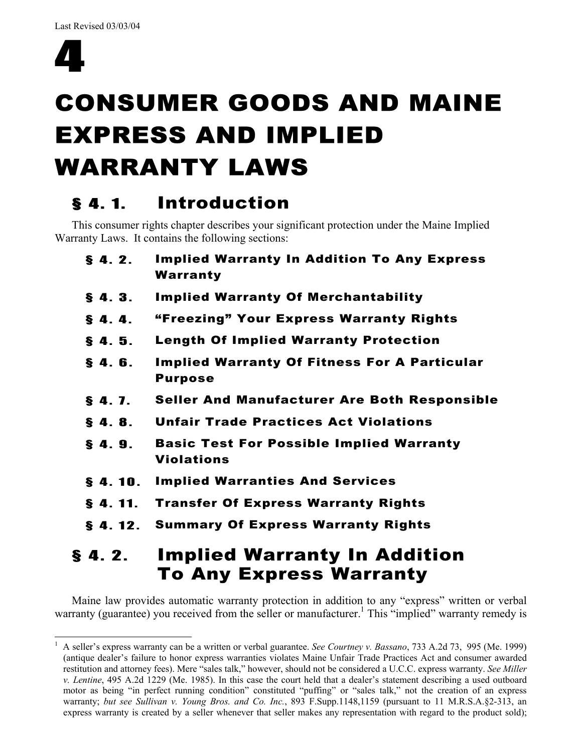Last Revised 03/03/04

# 4

# CONSUMER GOODS AND MAINE EXPRESS AND IMPLIED WARRANTY LAWS

## § 4. 1. Introduction

This consumer rights chapter describes your significant protection under the Maine Implied Warranty Laws. It contains the following sections:

- **§ 4. 2. Implied Warranty In Addition To Any Express Warranty**
- **§ 4. 3. Implied Warranty Of Merchantability**
- **§ 4. 4. "Freezing" Your Express Warranty Rights**
- **§ 4. 5. Length Of Implied Warranty Protection**
- **§ 4. 6. Implied Warranty Of Fitness For A Particular Purpose**
- **§ 4. 7. Seller And Manufacturer Are Both Responsible**
- **§ 4. 8. Unfair Trade Practices Act Violations**
- **§ 4. 9. Basic Test For Possible Implied Warranty Violations**
- **§ 4. 10. Implied Warranties And Services**
- **§ 4. 11. Transfer Of Express Warranty Rights**
- **§ 4. 12. Summary Of Express Warranty Rights**

## § 4. 2. Implied Warranty In Addition To Any Express Warranty

Maine law provides automatic warranty protection in addition to any "express" written or verbal warranty (guarantee) you received from the seller or manufacturer.[1] This "implied" warranty remedy is

---

[1] A seller's express warranty can be a written or verbal guarantee. *See Courtney v. Bassano*, 733 A.2d 73, 995 (Me. 1999) (antique dealer's failure to honor express warranties violates Maine Unfair Trade Practices Act and consumer awarded restitution and attorney fees). Mere "sales talk," however, should not be considered a U.C.C. express warranty. *See Miller v. Lentine*, 495 A.2d 1229 (Me. 1985). In this case the court held that a dealer's statement describing a used outboard motor as being "in perfect running condition" constituted "puffing" or "sales talk," not the creation of an express warranty; *but see Sullivan v. Young Bros. and Co. Inc.*, 893 F.Supp.1148,1159 (pursuant to 11 M.R.S.A.§2-313, an express warranty is created by a seller whenever that seller makes any representation with regard to the product sold);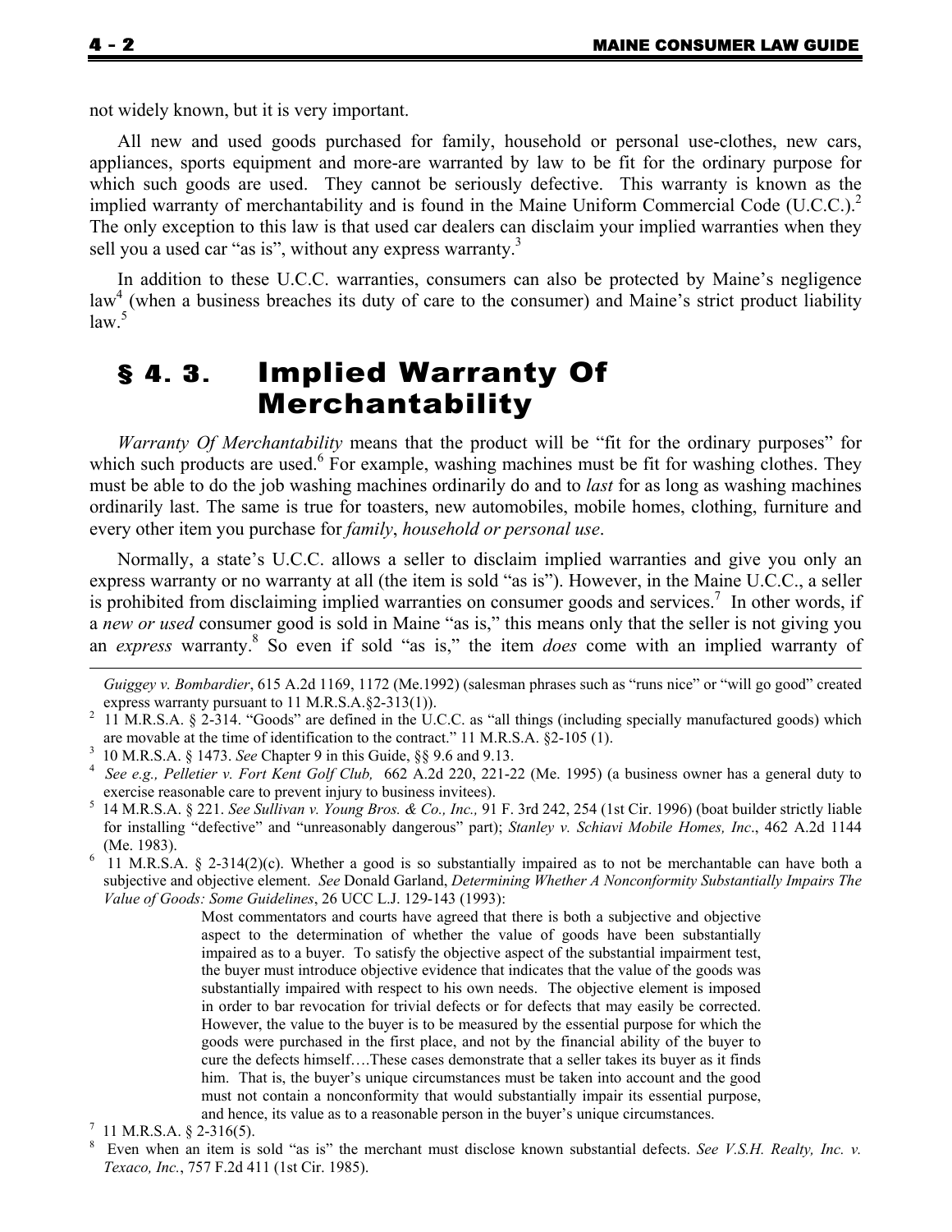not widely known, but it is very important.

All new and used goods purchased for family, household or personal use-clothes, new cars, appliances, sports equipment and more-are warranted by law to be fit for the ordinary purpose for which such goods are used. They cannot be seriously defective. This warranty is known as the implied warranty of merchantability and is found in the Maine Uniform Commercial Code (U.C.C.).[2] The only exception to this law is that used car dealers can disclaim your implied warranties when they sell you a used car "as is", without any express warranty.[3]

In addition to these U.C.C. warranties, consumers can also be protected by Maine's negligence law[4] (when a business breaches its duty of care to the consumer) and Maine's strict product liability law.[5]

## § 4. 3. Implied Warranty Of Merchantability

*Warranty Of Merchantability* means that the product will be "fit for the ordinary purposes" for which such products are used.[6] For example, washing machines must be fit for washing clothes. They must be able to do the job washing machines ordinarily do and to *last* for as long as washing machines ordinarily last. The same is true for toasters, new automobiles, mobile homes, clothing, furniture and every other item you purchase for *family*, *household or personal use*.

Normally, a state's U.C.C. allows a seller to disclaim implied warranties and give you only an express warranty or no warranty at all (the item is sold "as is"). However, in the Maine U.C.C., a seller is prohibited from disclaiming implied warranties on consumer goods and services.[7] In other words, if a *new or used* consumer good is sold in Maine "as is," this means only that the seller is not giving you an *express* warranty.[8] So even if sold "as is," the item *does* come with an implied warranty of

---

*Guiggey v. Bombardier*, 615 A.2d 1169, 1172 (Me.1992) (salesman phrases such as "runs nice" or "will go good" created express warranty pursuant to 11 M.R.S.A.§2-313(1)).

[2] 11 M.R.S.A. § 2-314. "Goods" are defined in the U.C.C. as "all things (including specially manufactured goods) which are movable at the time of identification to the contract." 11 M.R.S.A. §2-105 (1).

[3] 10 M.R.S.A. § 1473. *See* Chapter 9 in this Guide, §§ 9.6 and 9.13.

[4] *See e.g., Pelletier v. Fort Kent Golf Club,* 662 A.2d 220, 221-22 (Me. 1995) (a business owner has a general duty to exercise reasonable care to prevent injury to business invitees).

[5] 14 M.R.S.A. § 221. *See Sullivan v. Young Bros. & Co., Inc.,* 91 F. 3rd 242, 254 (1st Cir. 1996) (boat builder strictly liable for installing "defective" and "unreasonably dangerous" part); *Stanley v. Schiavi Mobile Homes, Inc*., 462 A.2d 1144 (Me. 1983).

[6] 11 M.R.S.A. § 2-314(2)(c). Whether a good is so substantially impaired as to not be merchantable can have both a subjective and objective element. *See* Donald Garland, *Determining Whether A Nonconformity Substantially Impairs The Value of Goods: Some Guidelines*, 26 UCC L.J. 129-143 (1993):

> Most commentators and courts have agreed that there is both a subjective and objective aspect to the determination of whether the value of goods have been substantially impaired as to a buyer. To satisfy the objective aspect of the substantial impairment test, the buyer must introduce objective evidence that indicates that the value of the goods was substantially impaired with respect to his own needs. The objective element is imposed in order to bar revocation for trivial defects or for defects that may easily be corrected. However, the value to the buyer is to be measured by the essential purpose for which the goods were purchased in the first place, and not by the financial ability of the buyer to cure the defects himself….These cases demonstrate that a seller takes its buyer as it finds him. That is, the buyer's unique circumstances must be taken into account and the good must not contain a nonconformity that would substantially impair its essential purpose, and hence, its value as to a reasonable person in the buyer's unique circumstances.

[7] 11 M.R.S.A. § 2-316(5).

[8] Even when an item is sold "as is" the merchant must disclose known substantial defects. *See V.S.H. Realty, Inc. v. Texaco, Inc.*, 757 F.2d 411 (1st Cir. 1985).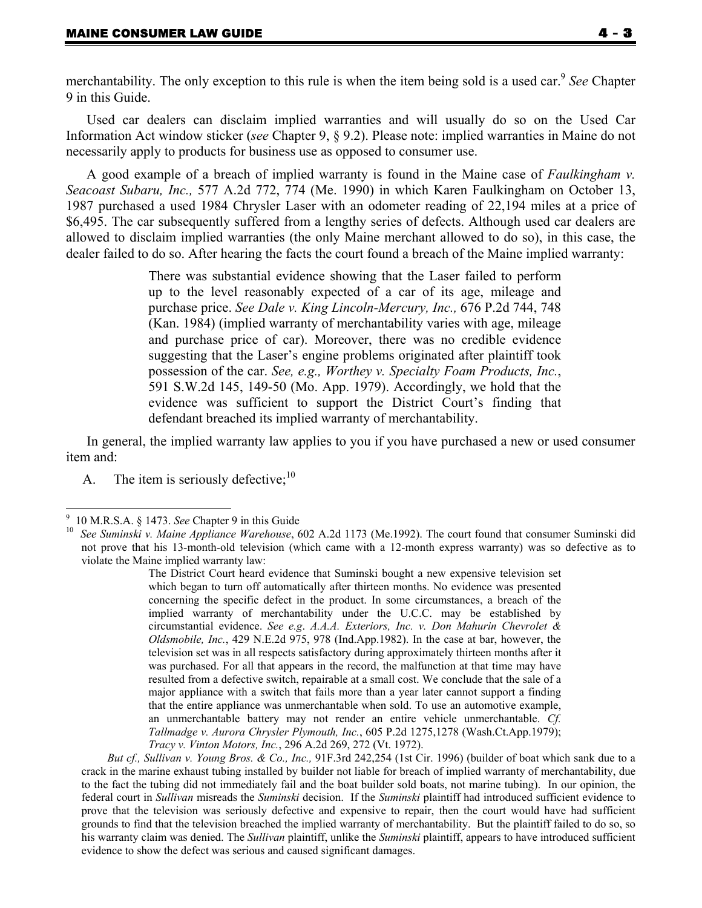merchantability. The only exception to this rule is when the item being sold is a used car.[9] *See* Chapter 9 in this Guide.

Used car dealers can disclaim implied warranties and will usually do so on the Used Car Information Act window sticker (*see* Chapter 9, § 9.2). Please note: implied warranties in Maine do not necessarily apply to products for business use as opposed to consumer use.

A good example of a breach of implied warranty is found in the Maine case of *Faulkingham v. Seacoast Subaru, Inc.,* 577 A.2d 772, 774 (Me. 1990) in which Karen Faulkingham on October 13, 1987 purchased a used 1984 Chrysler Laser with an odometer reading of 22,194 miles at a price of $6,495. The car subsequently suffered from a lengthy series of defects. Although used car dealers are allowed to disclaim implied warranties (the only Maine merchant allowed to do so), in this case, the dealer failed to do so. After hearing the facts the court found a breach of the Maine implied warranty:

> There was substantial evidence showing that the Laser failed to perform up to the level reasonably expected of a car of its age, mileage and purchase price. *See Dale v. King Lincoln-Mercury, Inc.,* 676 P.2d 744, 748 (Kan. 1984) (implied warranty of merchantability varies with age, mileage and purchase price of car). Moreover, there was no credible evidence suggesting that the Laser's engine problems originated after plaintiff took possession of the car. *See, e.g., Worthey v. Specialty Foam Products, Inc.*, 591 S.W.2d 145, 149-50 (Mo. App. 1979). Accordingly, we hold that the evidence was sufficient to support the District Court's finding that defendant breached its implied warranty of merchantability.

In general, the implied warranty law applies to you if you have purchased a new or used consumer item and:

A. The item is seriously defective;[10]

---

[9] 10 M.R.S.A. § 1473. *See* Chapter 9 in this Guide

[10] *See Suminski v. Maine Appliance Warehouse*, 602 A.2d 1173 (Me.1992). The court found that consumer Suminski did not prove that his 13-month-old television (which came with a 12-month express warranty) was so defective as to violate the Maine implied warranty law:

> The District Court heard evidence that Suminski bought a new expensive television set which began to turn off automatically after thirteen months. No evidence was presented concerning the specific defect in the product. In some circumstances, a breach of the implied warranty of merchantability under the U.C.C. may be established by circumstantial evidence. *See e.g. A.A.A. Exteriors, Inc. v. Don Mahurin Chevrolet & Oldsmobile, Inc.*, 429 N.E.2d 975, 978 (Ind.App.1982). In the case at bar, however, the television set was in all respects satisfactory during approximately thirteen months after it was purchased. For all that appears in the record, the malfunction at that time may have resulted from a defective switch, repairable at a small cost. We conclude that the sale of a major appliance with a switch that fails more than a year later cannot support a finding that the entire appliance was unmerchantable when sold. To use an automotive example, an unmerchantable battery may not render an entire vehicle unmerchantable. *Cf. Tallmadge v. Aurora Chrysler Plymouth, Inc.*, 605 P.2d 1275,1278 (Wash.Ct.App.1979); *Tracy v. Vinton Motors, Inc.*, 296 A.2d 269, 272 (Vt. 1972).

*But cf., Sullivan v. Young Bros. & Co., Inc.,* 91F.3rd 242,254 (1st Cir. 1996) (builder of boat which sank due to a crack in the marine exhaust tubing installed by builder not liable for breach of implied warranty of merchantability, due to the fact the tubing did not immediately fail and the boat builder sold boats, not marine tubing). In our opinion, the federal court in *Sullivan* misreads the *Suminski* decision. If the *Suminski* plaintiff had introduced sufficient evidence to prove that the television was seriously defective and expensive to repair, then the court would have had sufficient grounds to find that the television breached the implied warranty of merchantability. But the plaintiff failed to do so, so his warranty claim was denied. The *Sullivan* plaintiff, unlike the *Suminski* plaintiff, appears to have introduced sufficient evidence to show the defect was serious and caused significant damages.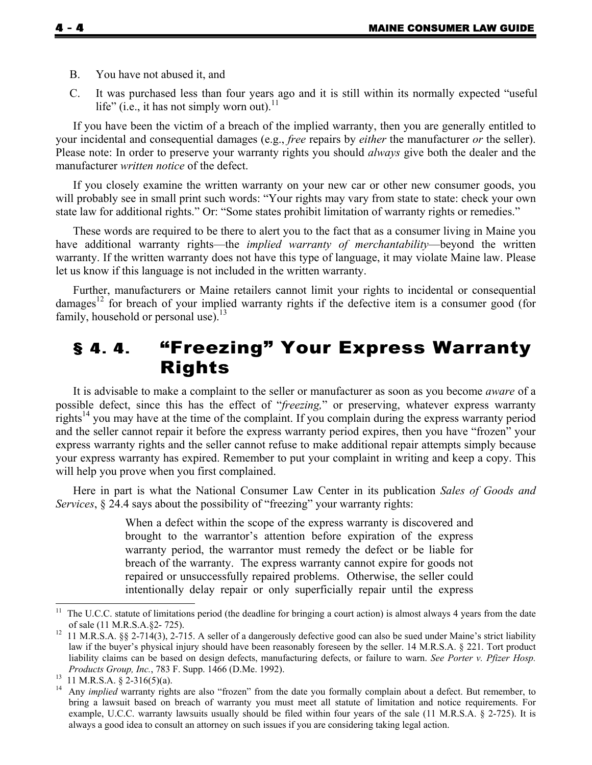B. You have not abused it, and

C. It was purchased less than four years ago and it is still within its normally expected "useful life" (i.e., it has not simply worn out).[11]

If you have been the victim of a breach of the implied warranty, then you are generally entitled to your incidental and consequential damages (e.g., *free* repairs by *either* the manufacturer *or* the seller). Please note: In order to preserve your warranty rights you should *always* give both the dealer and the manufacturer *written notice* of the defect.

If you closely examine the written warranty on your new car or other new consumer goods, you will probably see in small print such words: "Your rights may vary from state to state: check your own state law for additional rights." Or: "Some states prohibit limitation of warranty rights or remedies."

These words are required to be there to alert you to the fact that as a consumer living in Maine you have additional warranty rights—the *implied warranty of merchantability*—beyond the written warranty. If the written warranty does not have this type of language, it may violate Maine law. Please let us know if this language is not included in the written warranty.

Further, manufacturers or Maine retailers cannot limit your rights to incidental or consequential damages[12] for breach of your implied warranty rights if the defective item is a consumer good (for family, household or personal use).[13]

## § 4. 4. "Freezing" Your Express Warranty Rights

It is advisable to make a complaint to the seller or manufacturer as soon as you become *aware* of a possible defect, since this has the effect of "*freezing,*" or preserving, whatever express warranty rights[14] you may have at the time of the complaint. If you complain during the express warranty period and the seller cannot repair it before the express warranty period expires, then you have "frozen" your express warranty rights and the seller cannot refuse to make additional repair attempts simply because your express warranty has expired. Remember to put your complaint in writing and keep a copy. This will help you prove when you first complained.

Here in part is what the National Consumer Law Center in its publication *Sales of Goods and Services*, § 24.4 says about the possibility of "freezing" your warranty rights:

> When a defect within the scope of the express warranty is discovered and brought to the warrantor's attention before expiration of the express warranty period, the warrantor must remedy the defect or be liable for breach of the warranty. The express warranty cannot expire for goods not repaired or unsuccessfully repaired problems. Otherwise, the seller could intentionally delay repair or only superficially repair until the express

---

[11] The U.C.C. statute of limitations period (the deadline for bringing a court action) is almost always 4 years from the date of sale (11 M.R.S.A.§2- 725).

[12] 11 M.R.S.A. §§ 2-714(3), 2-715. A seller of a dangerously defective good can also be sued under Maine's strict liability law if the buyer's physical injury should have been reasonably foreseen by the seller. 14 M.R.S.A. § 221. Tort product liability claims can be based on design defects, manufacturing defects, or failure to warn. *See Porter v. Pfizer Hosp. Products Group, Inc.*, 783 F. Supp. 1466 (D.Me. 1992).

[13] 11 M.R.S.A. § 2-316(5)(a).

[14] Any *implied* warranty rights are also "frozen" from the date you formally complain about a defect. But remember, to bring a lawsuit based on breach of warranty you must meet all statute of limitation and notice requirements. For example, U.C.C. warranty lawsuits usually should be filed within four years of the sale (11 M.R.S.A. § 2-725). It is always a good idea to consult an attorney on such issues if you are considering taking legal action.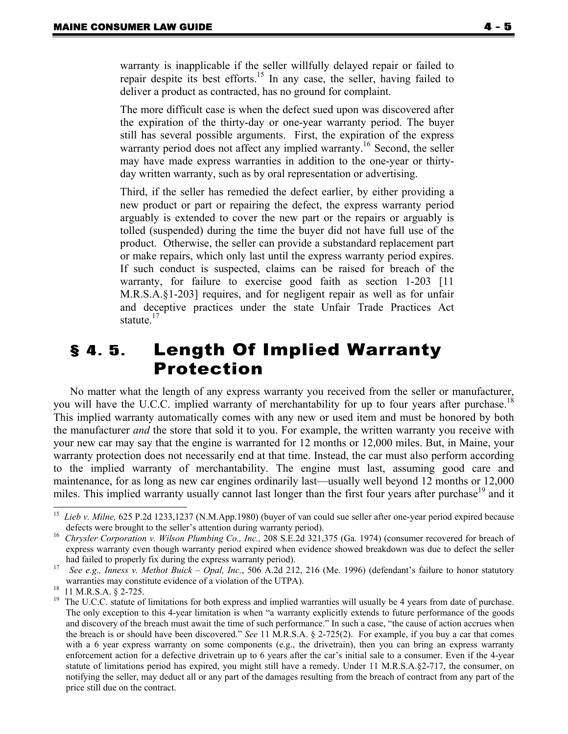warranty is inapplicable if the seller willfully delayed repair or failed to repair despite its best efforts.[15] In any case, the seller, having failed to deliver a product as contracted, has no ground for complaint.

The more difficult case is when the defect sued upon was discovered after the expiration of the thirty-day or one-year warranty period. The buyer still has several possible arguments. First, the expiration of the express warranty period does not affect any implied warranty.[16] Second, the seller may have made express warranties in addition to the one-year or thirty-day written warranty, such as by oral representation or advertising.

Third, if the seller has remedied the defect earlier, by either providing a new product or part or repairing the defect, the express warranty period arguably is extended to cover the new part or the repairs or arguably is tolled (suspended) during the time the buyer did not have full use of the product. Otherwise, the seller can provide a substandard replacement part or make repairs, which only last until the express warranty period expires. If such conduct is suspected, claims can be raised for breach of the warranty, for failure to exercise good faith as section 1-203 [11 M.R.S.A.§1-203] requires, and for negligent repair as well as for unfair and deceptive practices under the state Unfair Trade Practices Act statute.[17]

## § 4. 5. Length Of Implied Warranty Protection

No matter what the length of any express warranty you received from the seller or manufacturer, you will have the U.C.C. implied warranty of merchantability for up to four years after purchase.[18] This implied warranty automatically comes with any new or used item and must be honored by both the manufacturer *and* the store that sold it to you. For example, the written warranty you receive with your new car may say that the engine is warranted for 12 months or 12,000 miles. But, in Maine, your warranty protection does not necessarily end at that time. Instead, the car must also perform according to the implied warranty of merchantability. The engine must last, assuming good care and maintenance, for as long as new car engines ordinarily last—usually well beyond 12 months or 12,000 miles. This implied warranty usually cannot last longer than the first four years after purchase[19] and it

---

[15] *Lieb v. Milne,* 625 P.2d 1233,1237 (N.M.App.1980) (buyer of van could sue seller after one-year period expired because defects were brought to the seller's attention during warranty period).

[16] *Chrysler Corporation v. Wilson Plumbing Co., Inc.,* 208 S.E.2d 321,375 (Ga. 1974) (consumer recovered for breach of express warranty even though warranty period expired when evidence showed breakdown was due to defect the seller had failed to properly fix during the express warranty period).

[17] *See e.g., Inness v. Methot Buick – Opal, Inc.*, 506 A.2d 212, 216 (Me. 1996) (defendant's failure to honor statutory warranties may constitute evidence of a violation of the UTPA).

[18] 11 M.R.S.A. § 2-725.

[19] The U.C.C. statute of limitations for both express and implied warranties will usually be 4 years from date of purchase. The only exception to this 4-year limitation is when "a warranty explicitly extends to future performance of the goods and discovery of the breach must await the time of such performance." In such a case, "the cause of action accrues when the breach is or should have been discovered." *See* 11 M.R.S.A. § 2-725(2). For example, if you buy a car that comes with a 6 year express warranty on some components (e.g., the drivetrain), then you can bring an express warranty enforcement action for a defective drivetrain up to 6 years after the car's initial sale to a consumer. Even if the 4-year statute of limitations period has expired, you might still have a remedy. Under 11 M.R.S.A.§2-717, the consumer, on notifying the seller, may deduct all or any part of the damages resulting from the breach of contract from any part of the price still due on the contract.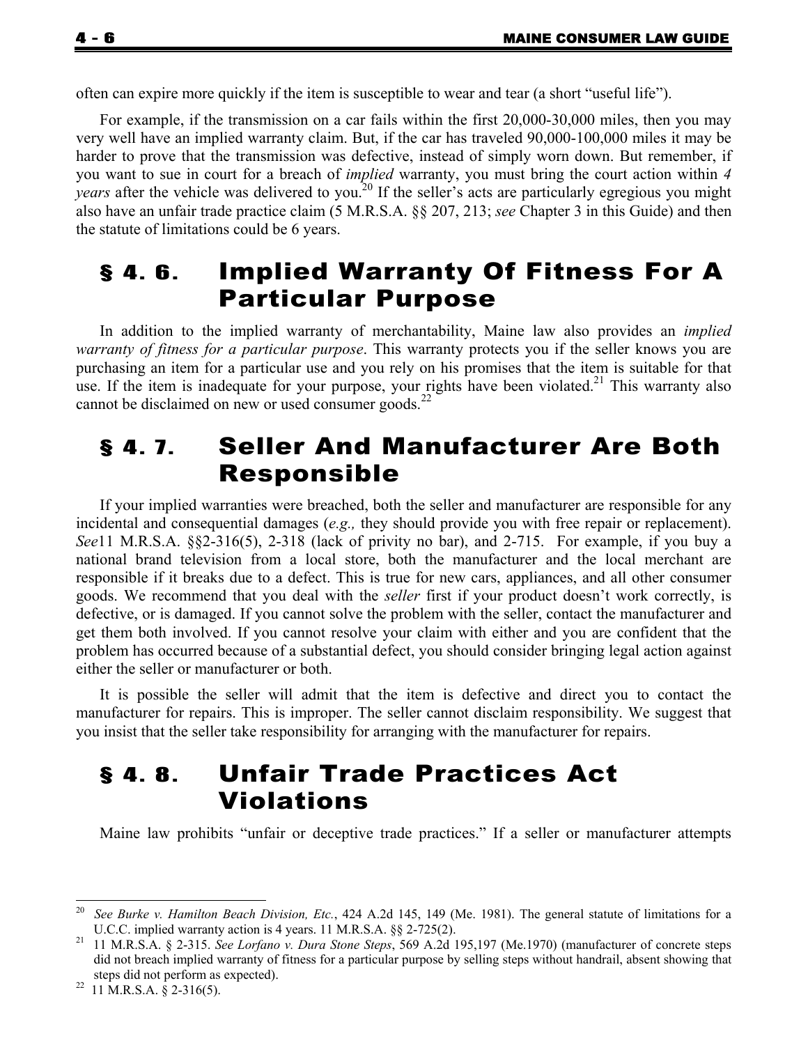often can expire more quickly if the item is susceptible to wear and tear (a short "useful life").

For example, if the transmission on a car fails within the first 20,000-30,000 miles, then you may very well have an implied warranty claim. But, if the car has traveled 90,000-100,000 miles it may be harder to prove that the transmission was defective, instead of simply worn down. But remember, if you want to sue in court for a breach of *implied* warranty, you must bring the court action within *4 years* after the vehicle was delivered to you.[20] If the seller's acts are particularly egregious you might also have an unfair trade practice claim (5 M.R.S.A. §§ 207, 213; *see* Chapter 3 in this Guide) and then the statute of limitations could be 6 years.

## § 4. 6. Implied Warranty Of Fitness For A Particular Purpose

In addition to the implied warranty of merchantability, Maine law also provides an *implied warranty of fitness for a particular purpose*. This warranty protects you if the seller knows you are purchasing an item for a particular use and you rely on his promises that the item is suitable for that use. If the item is inadequate for your purpose, your rights have been violated.[21] This warranty also cannot be disclaimed on new or used consumer goods.[22]

## § 4. 7. Seller And Manufacturer Are Both Responsible

If your implied warranties were breached, both the seller and manufacturer are responsible for any incidental and consequential damages (*e.g.,* they should provide you with free repair or replacement). *See*11 M.R.S.A. §§2-316(5), 2-318 (lack of privity no bar), and 2-715. For example, if you buy a national brand television from a local store, both the manufacturer and the local merchant are responsible if it breaks due to a defect. This is true for new cars, appliances, and all other consumer goods. We recommend that you deal with the *seller* first if your product doesn't work correctly, is defective, or is damaged. If you cannot solve the problem with the seller, contact the manufacturer and get them both involved. If you cannot resolve your claim with either and you are confident that the problem has occurred because of a substantial defect, you should consider bringing legal action against either the seller or manufacturer or both.

It is possible the seller will admit that the item is defective and direct you to contact the manufacturer for repairs. This is improper. The seller cannot disclaim responsibility. We suggest that you insist that the seller take responsibility for arranging with the manufacturer for repairs.

## § 4. 8. Unfair Trade Practices Act Violations

Maine law prohibits "unfair or deceptive trade practices." If a seller or manufacturer attempts

---

[20] *See Burke v. Hamilton Beach Division, Etc.*, 424 A.2d 145, 149 (Me. 1981). The general statute of limitations for a U.C.C. implied warranty action is 4 years. 11 M.R.S.A. §§ 2-725(2).

[21] 11 M.R.S.A. § 2-315. *See Lorfano v. Dura Stone Steps*, 569 A.2d 195,197 (Me.1970) (manufacturer of concrete steps did not breach implied warranty of fitness for a particular purpose by selling steps without handrail, absent showing that steps did not perform as expected).

[22] 11 M.R.S.A. § 2-316(5).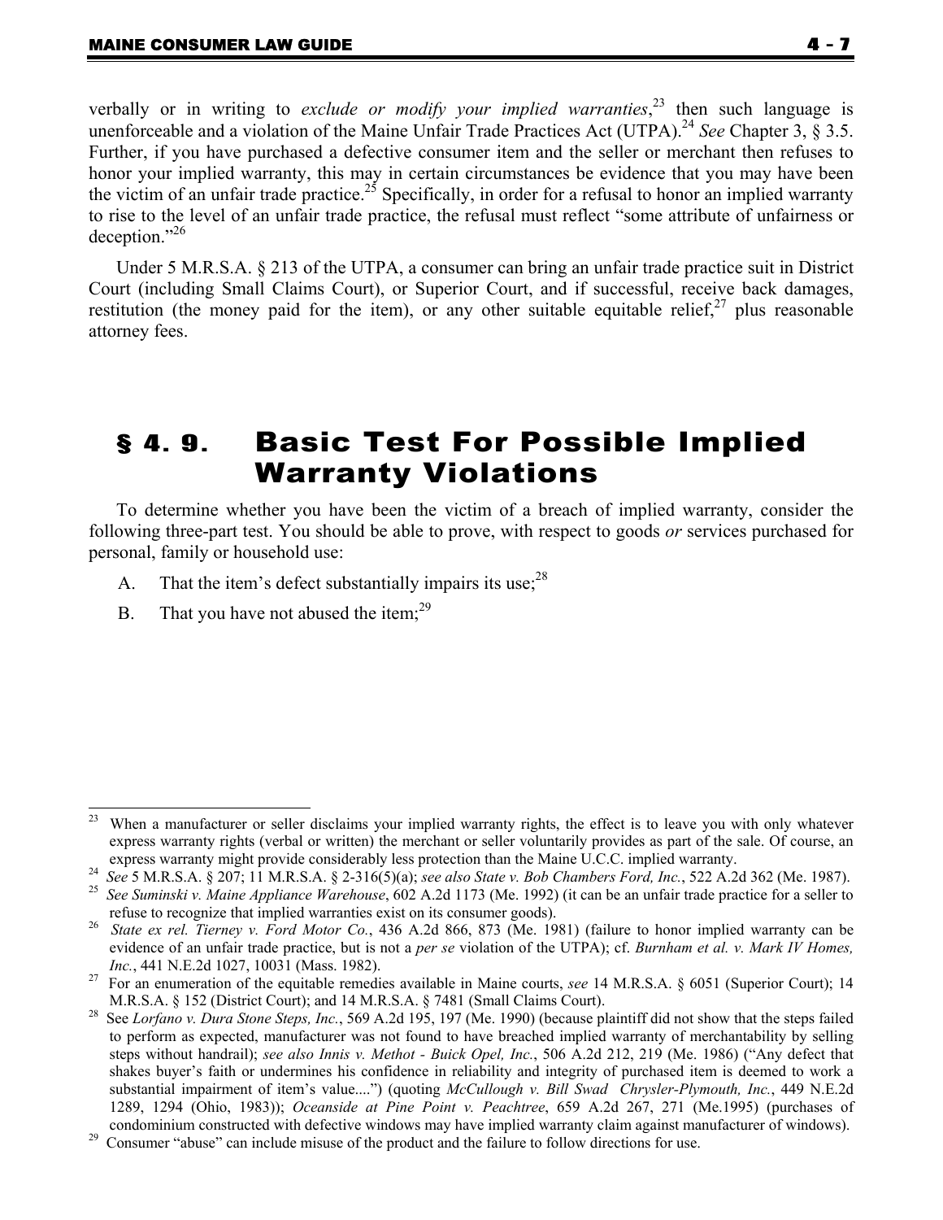verbally or in writing to *exclude or modify your implied warranties*,[23] then such language is unenforceable and a violation of the Maine Unfair Trade Practices Act (UTPA).[24] *See* Chapter 3, § 3.5. Further, if you have purchased a defective consumer item and the seller or merchant then refuses to honor your implied warranty, this may in certain circumstances be evidence that you may have been the victim of an unfair trade practice.[25] Specifically, in order for a refusal to honor an implied warranty to rise to the level of an unfair trade practice, the refusal must reflect "some attribute of unfairness or deception."[26]

Under 5 M.R.S.A. § 213 of the UTPA, a consumer can bring an unfair trade practice suit in District Court (including Small Claims Court), or Superior Court, and if successful, receive back damages, restitution (the money paid for the item), or any other suitable equitable relief,[27] plus reasonable attorney fees.

## § 4. 9. Basic Test For Possible Implied Warranty Violations

To determine whether you have been the victim of a breach of implied warranty, consider the following three-part test. You should be able to prove, with respect to goods *or* services purchased for personal, family or household use:

A. That the item's defect substantially impairs its use;[28]

B. That you have not abused the item;[29]

---

[23] When a manufacturer or seller disclaims your implied warranty rights, the effect is to leave you with only whatever express warranty rights (verbal or written) the merchant or seller voluntarily provides as part of the sale. Of course, an express warranty might provide considerably less protection than the Maine U.C.C. implied warranty.

[24] *See* 5 M.R.S.A. § 207; 11 M.R.S.A. § 2-316(5)(a); *see also State v. Bob Chambers Ford, Inc.*, 522 A.2d 362 (Me. 1987).

[25] *See Suminski v. Maine Appliance Warehouse*, 602 A.2d 1173 (Me. 1992) (it can be an unfair trade practice for a seller to refuse to recognize that implied warranties exist on its consumer goods).

[26] *State ex rel. Tierney v. Ford Motor Co.*, 436 A.2d 866, 873 (Me. 1981) (failure to honor implied warranty can be evidence of an unfair trade practice, but is not a *per se* violation of the UTPA); cf. *Burnham et al. v. Mark IV Homes, Inc.*, 441 N.E.2d 1027, 10031 (Mass. 1982).

[27] For an enumeration of the equitable remedies available in Maine courts, *see* 14 M.R.S.A. § 6051 (Superior Court); 14 M.R.S.A. § 152 (District Court); and 14 M.R.S.A. § 7481 (Small Claims Court).

[28] See *Lorfano v. Dura Stone Steps, Inc.*, 569 A.2d 195, 197 (Me. 1990) (because plaintiff did not show that the steps failed to perform as expected, manufacturer was not found to have breached implied warranty of merchantability by selling steps without handrail); *see also Innis v. Methot - Buick Opel, Inc.*, 506 A.2d 212, 219 (Me. 1986) ("Any defect that shakes buyer's faith or undermines his confidence in reliability and integrity of purchased item is deemed to work a substantial impairment of item's value....") (quoting *McCullough v. Bill Swad Chrysler-Plymouth, Inc.*, 449 N.E.2d 1289, 1294 (Ohio, 1983)); *Oceanside at Pine Point v. Peachtree*, 659 A.2d 267, 271 (Me.1995) (purchases of condominium constructed with defective windows may have implied warranty claim against manufacturer of windows).

[29] Consumer "abuse" can include misuse of the product and the failure to follow directions for use.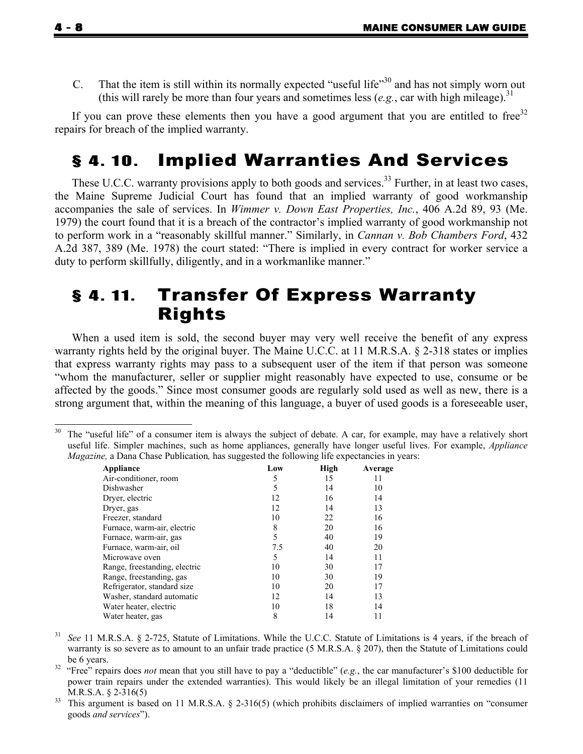C. That the item is still within its normally expected "useful life"[30] and has not simply worn out (this will rarely be more than four years and sometimes less (*e.g.*, car with high mileage).[31]

If you can prove these elements then you have a good argument that you are entitled to free[32] repairs for breach of the implied warranty.

## § 4. 10. Implied Warranties And Services

These U.C.C. warranty provisions apply to both goods and services.[33] Further, in at least two cases, the Maine Supreme Judicial Court has found that an implied warranty of good workmanship accompanies the sale of services. In *Wimmer v. Down East Properties, Inc.*, 406 A.2d 89, 93 (Me. 1979) the court found that it is a breach of the contractor's implied warranty of good workmanship not to perform work in a "reasonably skillful manner." Similarly, in *Cannan v. Bob Chambers Ford*, 432 A.2d 387, 389 (Me. 1978) the court stated: "There is implied in every contract for worker service a duty to perform skillfully, diligently, and in a workmanlike manner."

## § 4. 11. Transfer Of Express Warranty Rights

When a used item is sold, the second buyer may very well receive the benefit of any express warranty rights held by the original buyer. The Maine U.C.C. at 11 M.R.S.A. § 2-318 states or implies that express warranty rights may pass to a subsequent user of the item if that person was someone "whom the manufacturer, seller or supplier might reasonably have expected to use, consume or be affected by the goods." Since most consumer goods are regularly sold used as well as new, there is a strong argument that, within the meaning of this language, a buyer of used goods is a foreseeable user,

---

[30] The "useful life" of a consumer item is always the subject of debate. A car, for example, may have a relatively short useful life. Simpler machines, such as home appliances, generally have longer useful lives. For example, *Appliance Magazine,* a Dana Chase Publication*,* has suggested the following life expectancies in years:

| Appliance | Low | High | Average |
|---|---|---|---|
| Air-conditioner, room | 5 | 15 | 11 |
| Dishwasher | 5 | 14 | 10 |
| Dryer, electric | 12 | 16 | 14 |
| Dryer, gas | 12 | 14 | 13 |
| Freezer, standard | 10 | 22 | 16 |
| Furnace, warm-air, electric | 8 | 20 | 16 |
| Furnace, warm-air, gas | 5 | 40 | 19 |
| Furnace, warm-air, oil | 7.5 | 40 | 20 |
| Microwave oven | 5 | 14 | 11 |
| Range, freestanding, electric | 10 | 30 | 17 |
| Range, freestanding, gas | 10 | 30 | 19 |
| Refrigerator, standard size | 10 | 20 | 17 |
| Washer, standard automatic | 12 | 14 | 13 |
| Water heater, electric | 10 | 18 | 14 |
| Water heater, gas | 8 | 14 | 11 |

[31] *See* 11 M.R.S.A. § 2-725, Statute of Limitations. While the U.C.C. Statute of Limitations is 4 years, if the breach of warranty is so severe as to amount to an unfair trade practice (5 M.R.S.A. § 207), then the Statute of Limitations could be 6 years.

[32] "Free" repairs does *not* mean that you still have to pay a "deductible" (*e.g.*, the car manufacturer's $100 deductible for power train repairs under the extended warranties). This would likely be an illegal limitation of your remedies (11 M.R.S.A. § 2-316(5)

[33] This argument is based on 11 M.R.S.A. § 2-316(5) (which prohibits disclaimers of implied warranties on "consumer goods *and services*").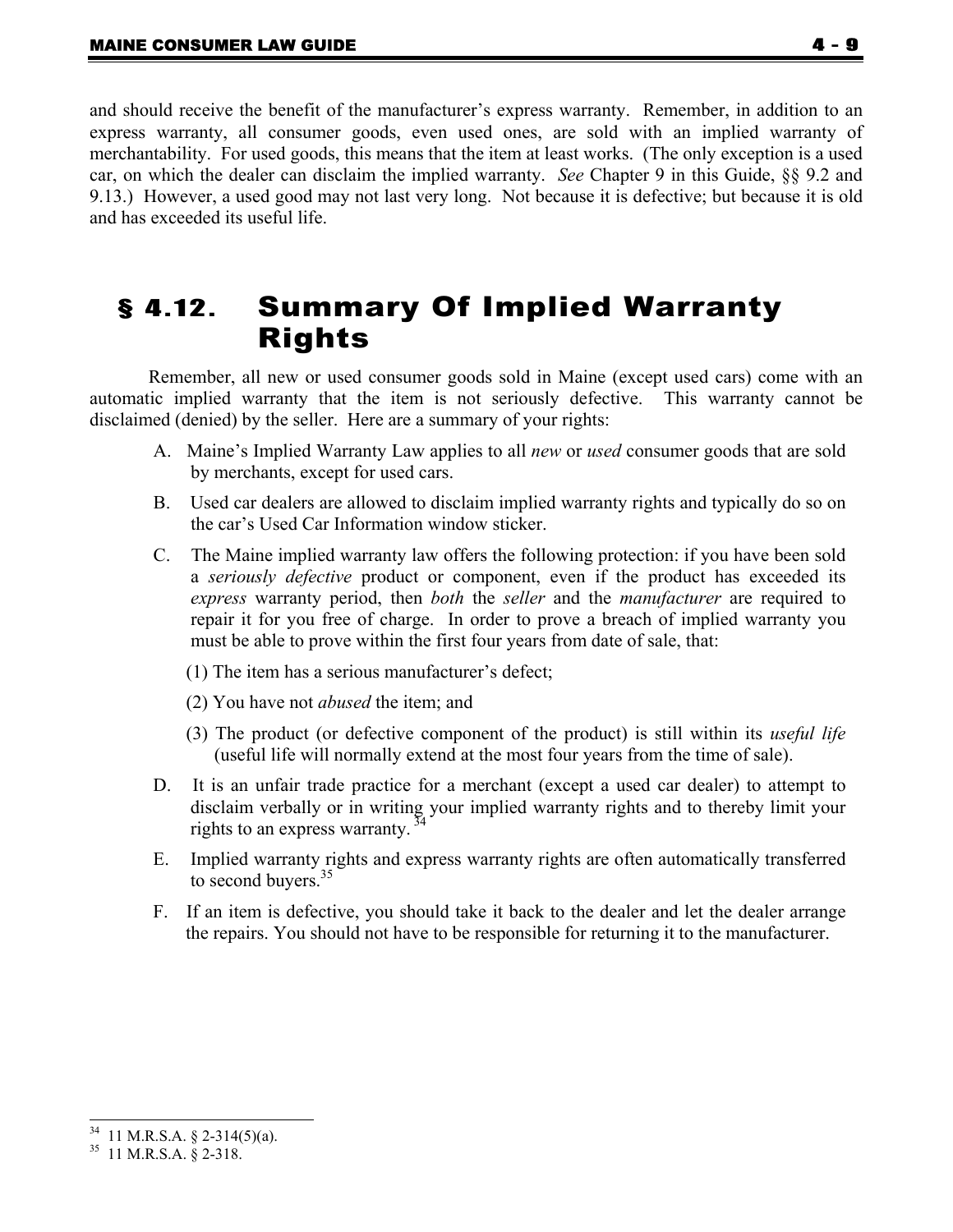and should receive the benefit of the manufacturer's express warranty. Remember, in addition to an express warranty, all consumer goods, even used ones, are sold with an implied warranty of merchantability. For used goods, this means that the item at least works. (The only exception is a used car, on which the dealer can disclaim the implied warranty. *See* Chapter 9 in this Guide, §§ 9.2 and 9.13.) However, a used good may not last very long. Not because it is defective; but because it is old and has exceeded its useful life.

## § 4.12. Summary Of Implied Warranty Rights

Remember, all new or used consumer goods sold in Maine (except used cars) come with an automatic implied warranty that the item is not seriously defective. This warranty cannot be disclaimed (denied) by the seller. Here are a summary of your rights:

A. Maine's Implied Warranty Law applies to all *new* or *used* consumer goods that are sold by merchants, except for used cars.

B. Used car dealers are allowed to disclaim implied warranty rights and typically do so on the car's Used Car Information window sticker.

C. The Maine implied warranty law offers the following protection: if you have been sold a *seriously defective* product or component, even if the product has exceeded its *express* warranty period, then *both* the *seller* and the *manufacturer* are required to repair it for you free of charge. In order to prove a breach of implied warranty you must be able to prove within the first four years from date of sale, that:

   (1) The item has a serious manufacturer's defect;

   (2) You have not *abused* the item; and

   (3) The product (or defective component of the product) is still within its *useful life* (useful life will normally extend at the most four years from the time of sale).

D. It is an unfair trade practice for a merchant (except a used car dealer) to attempt to disclaim verbally or in writing your implied warranty rights and to thereby limit your rights to an express warranty. [34]

E. Implied warranty rights and express warranty rights are often automatically transferred to second buyers.[35]

F. If an item is defective, you should take it back to the dealer and let the dealer arrange the repairs. You should not have to be responsible for returning it to the manufacturer.

---

[34] 11 M.R.S.A. § 2-314(5)(a).

[35] 11 M.R.S.A. § 2-318.